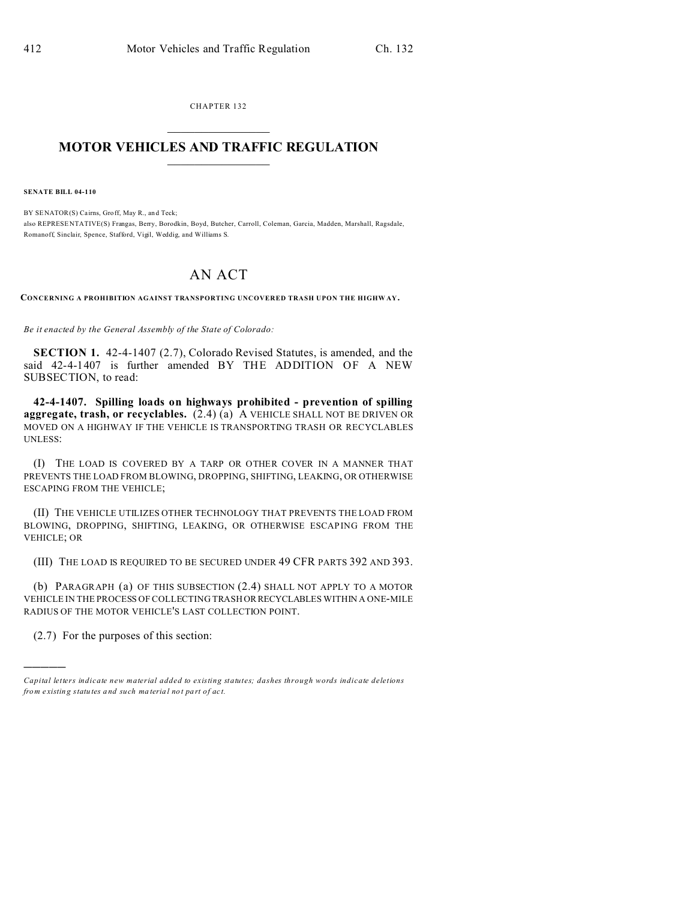CHAPTER 132

# MOTOR VEHICLES AND TRAFFIC REGULATION

**SENATE BILL 04-110**

BY SENATOR(S) Cairns, Groff, May R., and Teck;
also REPRESENTATIVE(S) Frangas, Berry, Borodkin, Boyd, Butcher, Carroll, Coleman, Garcia, Madden, Marshall, Ragsdale, Romanoff, Sinclair, Spence, Stafford, Vigil, Weddig, and Williams S.

## AN ACT

**CONCERNING A PROHIBITION AGAINST TRANSPORTING UNCOVERED TRASH UPON THE HIGHWAY.**

*Be it enacted by the General Assembly of the State of Colorado:*

**SECTION 1.** 42-4-1407 (2.7), Colorado Revised Statutes, is amended, and the said 42-4-1407 is further amended BY THE ADDITION OF A NEW SUBSECTION, to read:

**42-4-1407. Spilling loads on highways prohibited - prevention of spilling aggregate, trash, or recyclables.** (2.4) (a) A VEHICLE SHALL NOT BE DRIVEN OR MOVED ON A HIGHWAY IF THE VEHICLE IS TRANSPORTING TRASH OR RECYCLABLES UNLESS:

(I) THE LOAD IS COVERED BY A TARP OR OTHER COVER IN A MANNER THAT PREVENTS THE LOAD FROM BLOWING, DROPPING, SHIFTING, LEAKING, OR OTHERWISE ESCAPING FROM THE VEHICLE;

(II) THE VEHICLE UTILIZES OTHER TECHNOLOGY THAT PREVENTS THE LOAD FROM BLOWING, DROPPING, SHIFTING, LEAKING, OR OTHERWISE ESCAPING FROM THE VEHICLE; OR

(III) THE LOAD IS REQUIRED TO BE SECURED UNDER 49 CFR PARTS 392 AND 393.

(b) PARAGRAPH (a) OF THIS SUBSECTION (2.4) SHALL NOT APPLY TO A MOTOR VEHICLE IN THE PROCESS OF COLLECTING TRASH OR RECYCLABLES WITHIN A ONE-MILE RADIUS OF THE MOTOR VEHICLE'S LAST COLLECTION POINT.

(2.7) For the purposes of this section:

---

*Capital letters indicate new material added to existing statutes; dashes through words indicate deletions from existing statutes and such material not part of act.*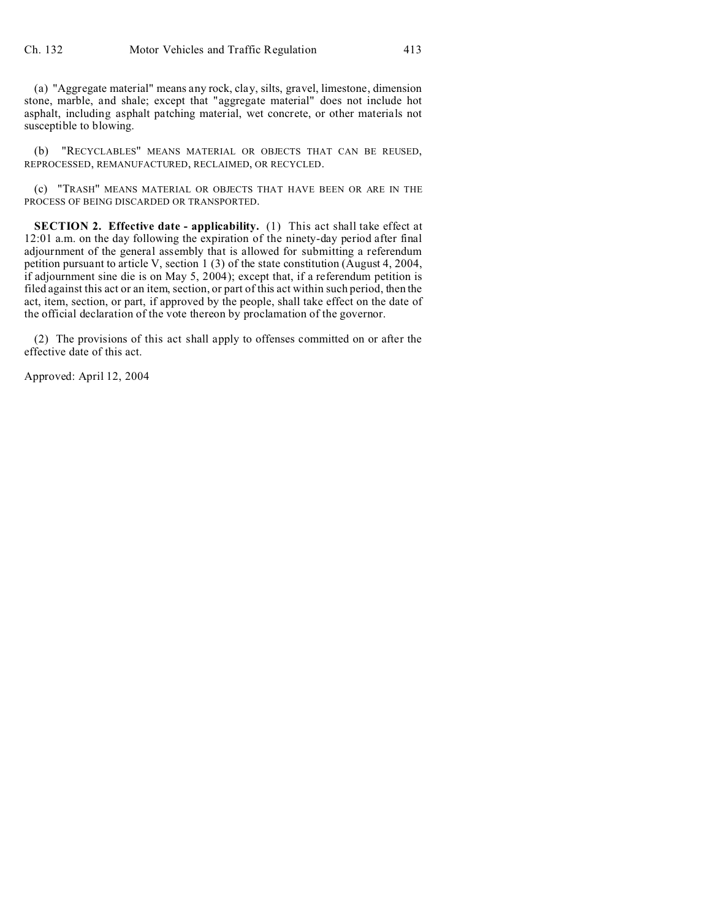(a) "Aggregate material" means any rock, clay, silts, gravel, limestone, dimension stone, marble, and shale; except that "aggregate material" does not include hot asphalt, including asphalt patching material, wet concrete, or other materials not susceptible to blowing.

(b) "RECYCLABLES" MEANS MATERIAL OR OBJECTS THAT CAN BE REUSED, REPROCESSED, REMANUFACTURED, RECLAIMED, OR RECYCLED.

(c) "TRASH" MEANS MATERIAL OR OBJECTS THAT HAVE BEEN OR ARE IN THE PROCESS OF BEING DISCARDED OR TRANSPORTED.

**SECTION 2. Effective date - applicability.** (1) This act shall take effect at 12:01 a.m. on the day following the expiration of the ninety-day period after final adjournment of the general assembly that is allowed for submitting a referendum petition pursuant to article V, section 1 (3) of the state constitution (August 4, 2004, if adjournment sine die is on May 5, 2004); except that, if a referendum petition is filed against this act or an item, section, or part of this act within such period, then the act, item, section, or part, if approved by the people, shall take effect on the date of the official declaration of the vote thereon by proclamation of the governor.

(2) The provisions of this act shall apply to offenses committed on or after the effective date of this act.

Approved: April 12, 2004